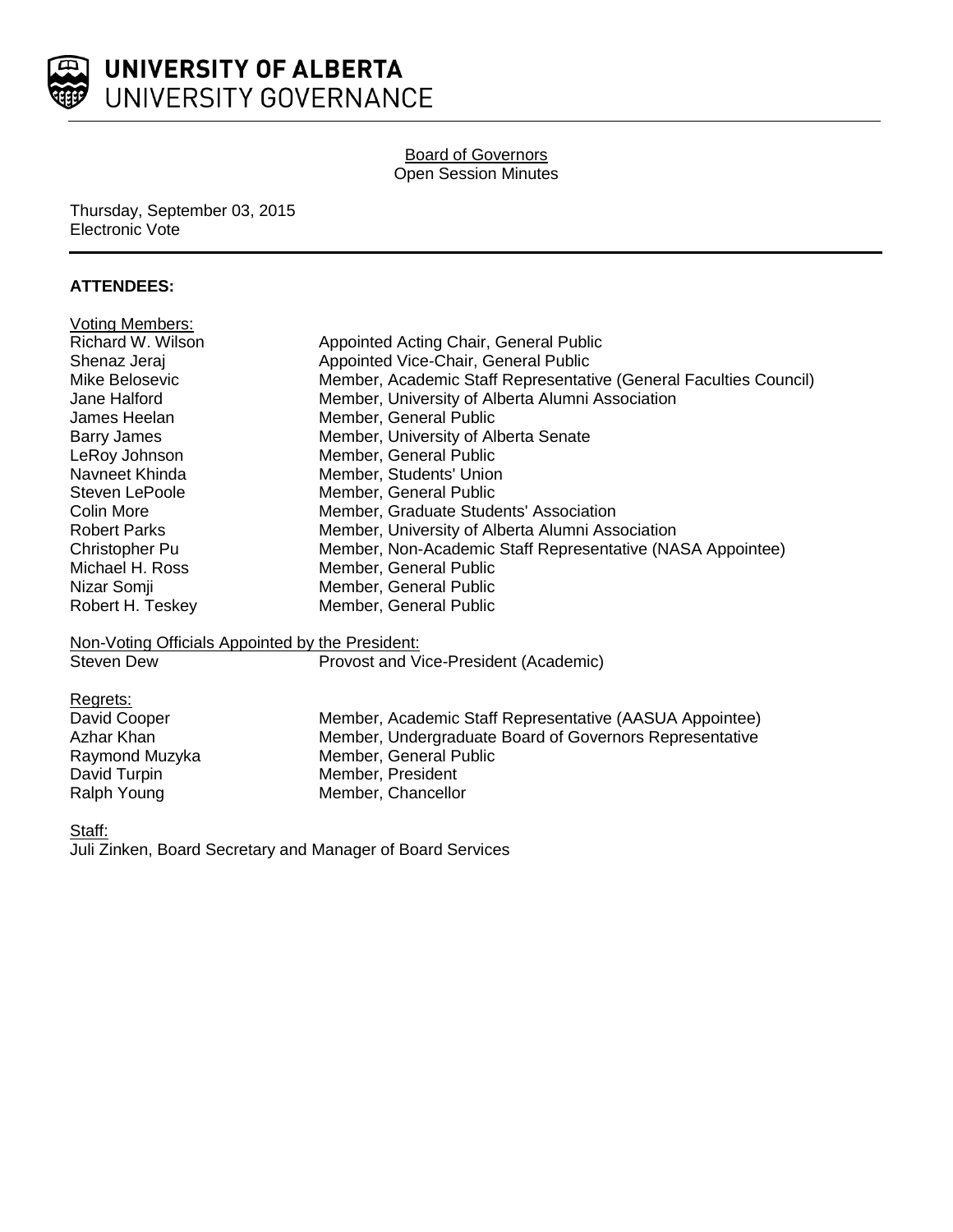# UNIVERSITY OF ALBERTA
## UNIVERSITY GOVERNANCE

**Board of Governors**
Open Session Minutes

Thursday, September 03, 2015
Electronic Vote

---

**ATTENDEES:**

Voting Members:

| | |
|---|---|
| Richard W. Wilson | Appointed Acting Chair, General Public |
| Shenaz Jeraj | Appointed Vice-Chair, General Public |
| Mike Belosevic | Member, Academic Staff Representative (General Faculties Council) |
| Jane Halford | Member, University of Alberta Alumni Association |
| James Heelan | Member, General Public |
| Barry James | Member, University of Alberta Senate |
| LeRoy Johnson | Member, General Public |
| Navneet Khinda | Member, Students' Union |
| Steven LePoole | Member, General Public |
| Colin More | Member, Graduate Students' Association |
| Robert Parks | Member, University of Alberta Alumni Association |
| Christopher Pu | Member, Non-Academic Staff Representative (NASA Appointee) |
| Michael H. Ross | Member, General Public |
| Nizar Somji | Member, General Public |
| Robert H. Teskey | Member, General Public |

Non-Voting Officials Appointed by the President:

| | |
|---|---|
| Steven Dew | Provost and Vice-President (Academic) |

Regrets:

| | |
|---|---|
| David Cooper | Member, Academic Staff Representative (AASUA Appointee) |
| Azhar Khan | Member, Undergraduate Board of Governors Representative |
| Raymond Muzyka | Member, General Public |
| David Turpin | Member, President |
| Ralph Young | Member, Chancellor |

Staff:
Juli Zinken, Board Secretary and Manager of Board Services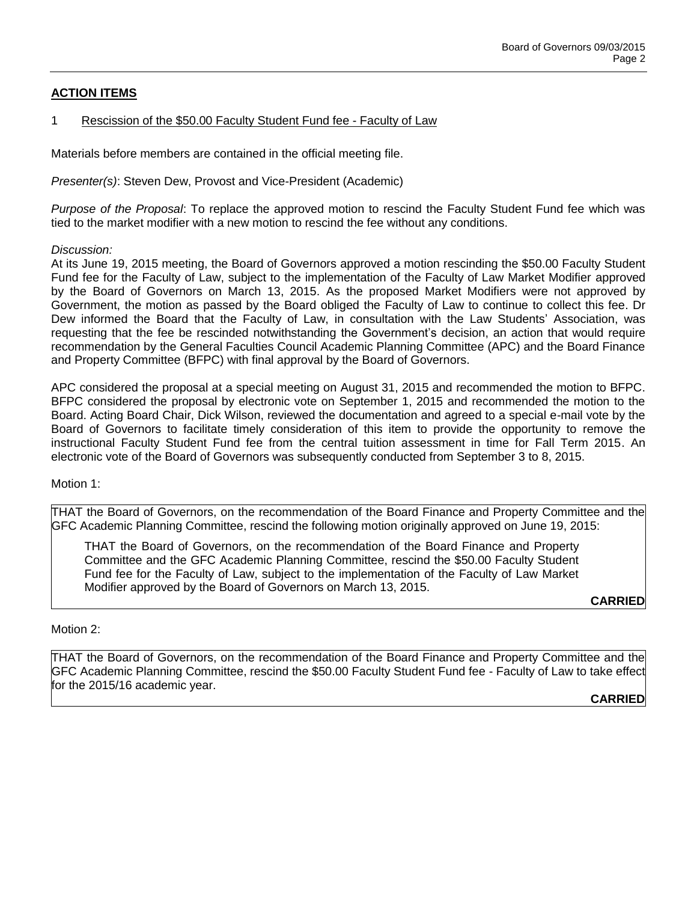## ACTION ITEMS

1 Rescission of the $50.00 Faculty Student Fund fee - Faculty of Law

Materials before members are contained in the official meeting file.

*Presenter(s)*: Steven Dew, Provost and Vice-President (Academic)

*Purpose of the Proposal*: To replace the approved motion to rescind the Faculty Student Fund fee which was tied to the market modifier with a new motion to rescind the fee without any conditions.

*Discussion:*

At its June 19, 2015 meeting, the Board of Governors approved a motion rescinding the $50.00 Faculty Student Fund fee for the Faculty of Law, subject to the implementation of the Faculty of Law Market Modifier approved by the Board of Governors on March 13, 2015. As the proposed Market Modifiers were not approved by Government, the motion as passed by the Board obliged the Faculty of Law to continue to collect this fee. Dr Dew informed the Board that the Faculty of Law, in consultation with the Law Students' Association, was requesting that the fee be rescinded notwithstanding the Government's decision, an action that would require recommendation by the General Faculties Council Academic Planning Committee (APC) and the Board Finance and Property Committee (BFPC) with final approval by the Board of Governors.

APC considered the proposal at a special meeting on August 31, 2015 and recommended the motion to BFPC. BFPC considered the proposal by electronic vote on September 1, 2015 and recommended the motion to the Board. Acting Board Chair, Dick Wilson, reviewed the documentation and agreed to a special e-mail vote by the Board of Governors to facilitate timely consideration of this item to provide the opportunity to remove the instructional Faculty Student Fund fee from the central tuition assessment in time for Fall Term 2015. An electronic vote of the Board of Governors was subsequently conducted from September 3 to 8, 2015.

Motion 1:

THAT the Board of Governors, on the recommendation of the Board Finance and Property Committee and the GFC Academic Planning Committee, rescind the following motion originally approved on June 19, 2015:

> THAT the Board of Governors, on the recommendation of the Board Finance and Property Committee and the GFC Academic Planning Committee, rescind the $50.00 Faculty Student Fund fee for the Faculty of Law, subject to the implementation of the Faculty of Law Market Modifier approved by the Board of Governors on March 13, 2015.

**CARRIED**

Motion 2:

THAT the Board of Governors, on the recommendation of the Board Finance and Property Committee and the GFC Academic Planning Committee, rescind the $50.00 Faculty Student Fund fee - Faculty of Law to take effect for the 2015/16 academic year.

**CARRIED**